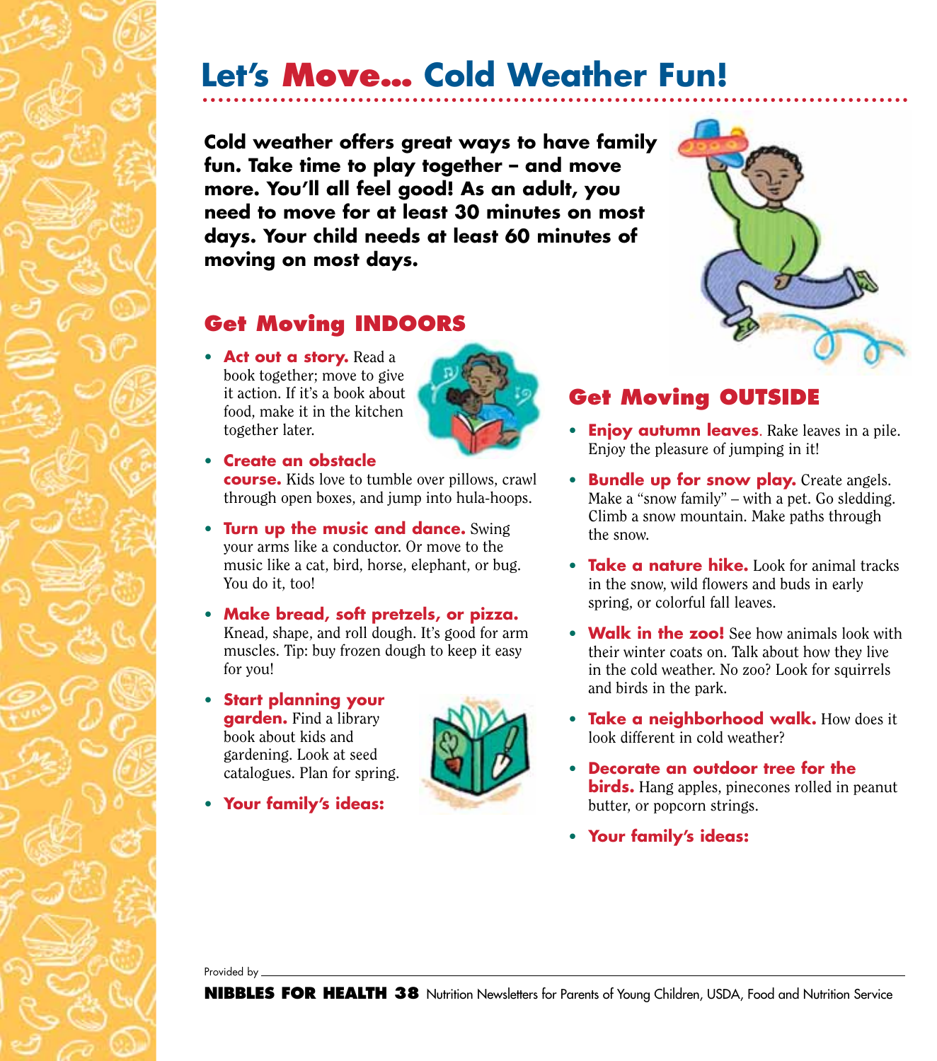# Let's Move... Cold Weather Fun!

**Cold weather offers great ways to have family fun. Take time to play together – and move more. You'll all feel good! As an adult, you need to move for at least 30 minutes on most days. Your child needs at least 60 minutes of moving on most days.**

## Get Moving INDOORS

- **Act out a story.** Read a book together; move to give it action. If it's a book about food, make it in the kitchen together later.
- **Create an obstacle course.** Kids love to tumble over pillows, crawl through open boxes, and jump into hula-hoops.
- **Turn up the music and dance.** Swing your arms like a conductor. Or move to the music like a cat, bird, horse, elephant, or bug. You do it, too!
- **Make bread, soft pretzels, or pizza.** Knead, shape, and roll dough. It's good for arm muscles. Tip: buy frozen dough to keep it easy for you!
- **Start planning your garden.** Find a library book about kids and gardening. Look at seed catalogues. Plan for spring.
- **Your family's ideas:**

## Get Moving OUTSIDE

- **Enjoy autumn leaves**. Rake leaves in a pile. Enjoy the pleasure of jumping in it!
- **Bundle up for snow play.** Create angels. Make a "snow family" – with a pet. Go sledding. Climb a snow mountain. Make paths through the snow.
- **Take a nature hike.** Look for animal tracks in the snow, wild flowers and buds in early spring, or colorful fall leaves.
- **Walk in the zoo!** See how animals look with their winter coats on. Talk about how they live in the cold weather. No zoo? Look for squirrels and birds in the park.
- **Take a neighborhood walk.** How does it look different in cold weather?
- **Decorate an outdoor tree for the birds.** Hang apples, pinecones rolled in peanut butter, or popcorn strings.
- **Your family's ideas:**

Provided by \_\_\_\_\_\_\_\_\_\_\_\_\_\_\_\_\_\_\_\_\_\_\_\_\_\_\_\_\_\_\_\_\_\_\_\_\_\_\_\_

**NIBBLES FOR HEALTH 38** Nutrition Newsletters for Parents of Young Children, USDA, Food and Nutrition Service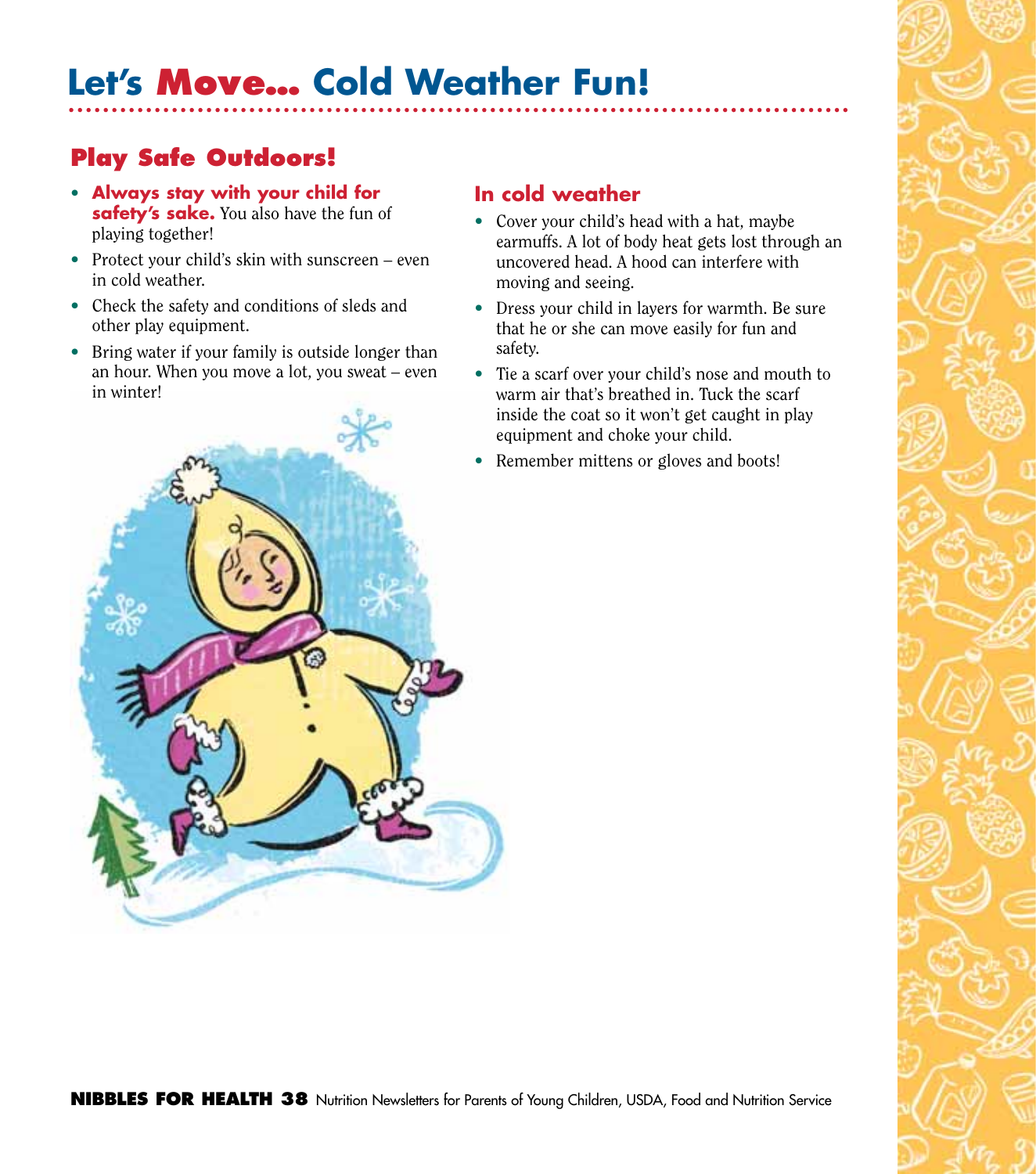# Let's Move... Cold Weather Fun!

## Play Safe Outdoors!

- **Always stay with your child for safety's sake.** You also have the fun of playing together!
- Protect your child's skin with sunscreen – even in cold weather.
- Check the safety and conditions of sleds and other play equipment.
- Bring water if your family is outside longer than an hour. When you move a lot, you sweat – even in winter!

### In cold weather

- Cover your child's head with a hat, maybe earmuffs. A lot of body heat gets lost through an uncovered head. A hood can interfere with moving and seeing.
- Dress your child in layers for warmth. Be sure that he or she can move easily for fun and safety.
- Tie a scarf over your child's nose and mouth to warm air that's breathed in. Tuck the scarf inside the coat so it won't get caught in play equipment and choke your child.
- Remember mittens or gloves and boots!

**NIBBLES FOR HEALTH 38** Nutrition Newsletters for Parents of Young Children, USDA, Food and Nutrition Service